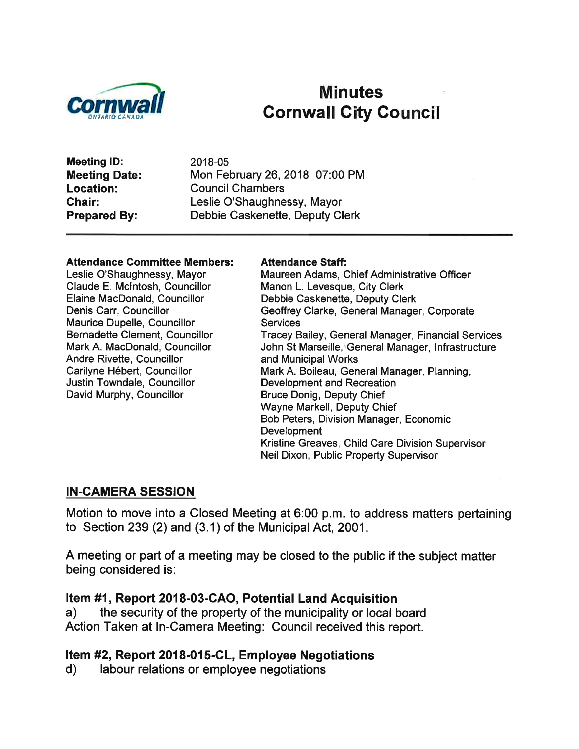# Minutes
# Cornwall City Council

**Meeting ID:** 2018-05
**Meeting Date:** Mon February 26, 2018 07:00 PM
**Location:** Council Chambers
**Chair:** Leslie O'Shaughnessy, Mayor
**Prepared By:** Debbie Caskenette, Deputy Clerk

---

**Attendance Committee Members:**
Leslie O'Shaughnessy, Mayor
Claude E. McIntosh, Councillor
Elaine MacDonald, Councillor
Denis Carr, Councillor
Maurice Dupelle, Councillor
Bernadette Clement, Councillor
Mark A. MacDonald, Councillor
Andre Rivette, Councillor
Carilyne Hébert, Councillor
Justin Towndale, Councillor
David Murphy, Councillor

**Attendance Staff:**
Maureen Adams, Chief Administrative Officer
Manon L. Levesque, City Clerk
Debbie Caskenette, Deputy Clerk
Geoffrey Clarke, General Manager, Corporate Services
Tracey Bailey, General Manager, Financial Services
John St Marseille, General Manager, Infrastructure and Municipal Works
Mark A. Boileau, General Manager, Planning, Development and Recreation
Bruce Donig, Deputy Chief
Wayne Markell, Deputy Chief
Bob Peters, Division Manager, Economic Development
Kristine Greaves, Child Care Division Supervisor
Neil Dixon, Public Property Supervisor

## IN-CAMERA SESSION

Motion to move into a Closed Meeting at 6:00 p.m. to address matters pertaining to Section 239 (2) and (3.1) of the Municipal Act, 2001.

A meeting or part of a meeting may be closed to the public if the subject matter being considered is:

### Item #1, Report 2018-03-CAO, Potential Land Acquisition

a) the security of the property of the municipality or local board
Action Taken at In-Camera Meeting: Council received this report.

### Item #2, Report 2018-015-CL, Employee Negotiations

d) labour relations or employee negotiations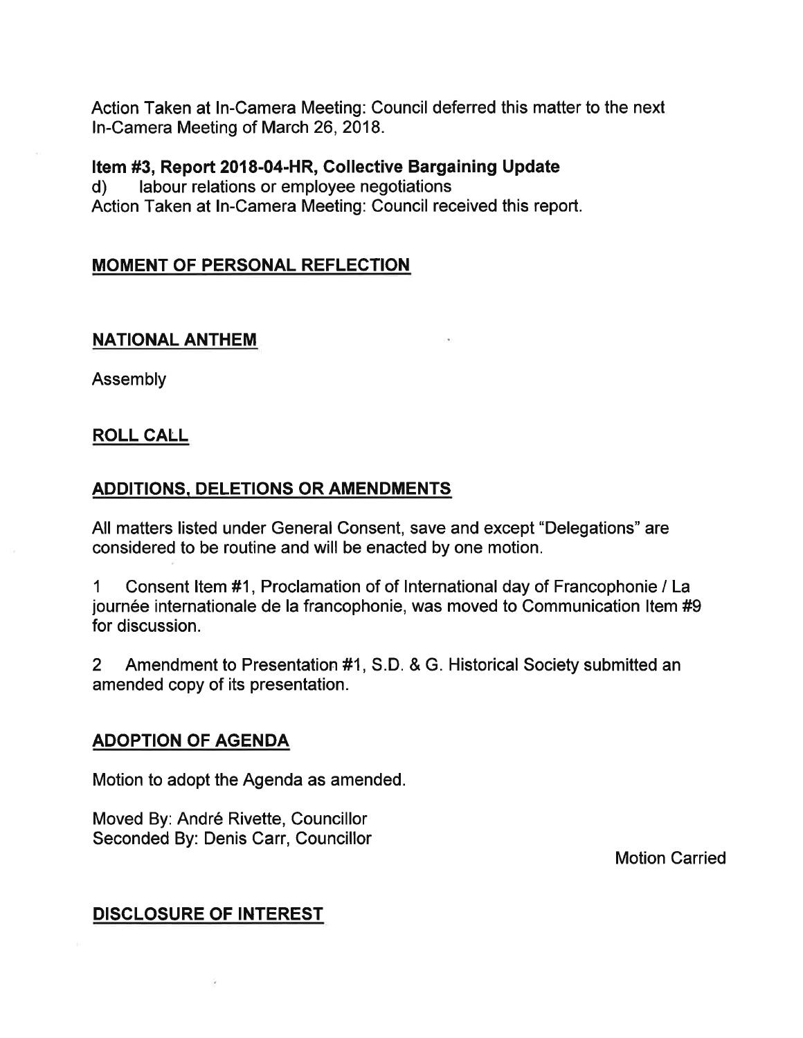Action Taken at In-Camera Meeting: Council deferred this matter to the next In-Camera Meeting of March 26, 2018.

**Item #3, Report 2018-04-HR, Collective Bargaining Update**
d) labour relations or employee negotiations
Action Taken at In-Camera Meeting: Council received this report.

## MOMENT OF PERSONAL REFLECTION

## NATIONAL ANTHEM

Assembly

## ROLL CALL

## ADDITIONS, DELETIONS OR AMENDMENTS

All matters listed under General Consent, save and except "Delegations" are considered to be routine and will be enacted by one motion.

1 Consent Item #1, Proclamation of of International day of Francophonie / La journée internationale de la francophonie, was moved to Communication Item #9 for discussion.

2 Amendment to Presentation #1, S.D. & G. Historical Society submitted an amended copy of its presentation.

## ADOPTION OF AGENDA

Motion to adopt the Agenda as amended.

Moved By: André Rivette, Councillor
Seconded By: Denis Carr, Councillor

Motion Carried

## DISCLOSURE OF INTEREST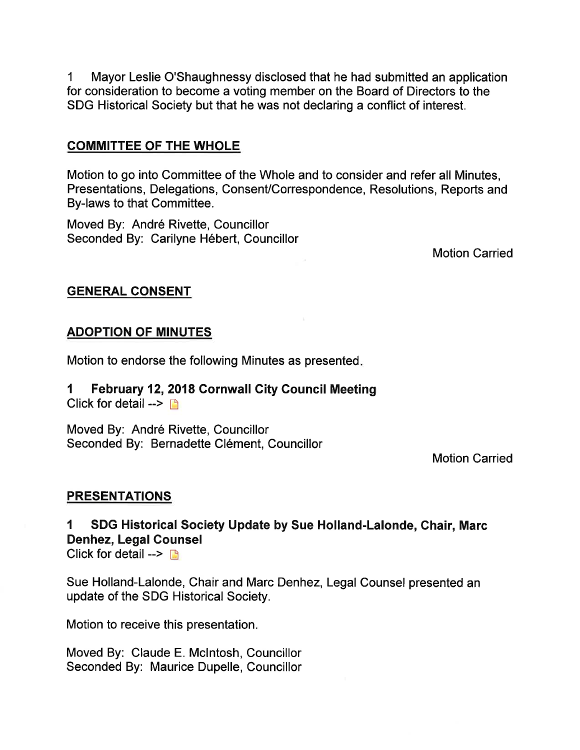1 Mayor Leslie O'Shaughnessy disclosed that he had submitted an application for consideration to become a voting member on the Board of Directors to the SDG Historical Society but that he was not declaring a conflict of interest.

## COMMITTEE OF THE WHOLE

Motion to go into Committee of the Whole and to consider and refer all Minutes, Presentations, Delegations, Consent/Correspondence, Resolutions, Reports and By-laws to that Committee.

Moved By: André Rivette, Councillor
Seconded By: Carilyne Hébert, Councillor

Motion Carried

## GENERAL CONSENT

## ADOPTION OF MINUTES

Motion to endorse the following Minutes as presented.

**1 February 12, 2018 Cornwall City Council Meeting**
Click for detail -->

Moved By: André Rivette, Councillor
Seconded By: Bernadette Clément, Councillor

Motion Carried

## PRESENTATIONS

**1 SDG Historical Society Update by Sue Holland-Lalonde, Chair, Marc Denhez, Legal Counsel**
Click for detail -->

Sue Holland-Lalonde, Chair and Marc Denhez, Legal Counsel presented an update of the SDG Historical Society.

Motion to receive this presentation.

Moved By: Claude E. McIntosh, Councillor
Seconded By: Maurice Dupelle, Councillor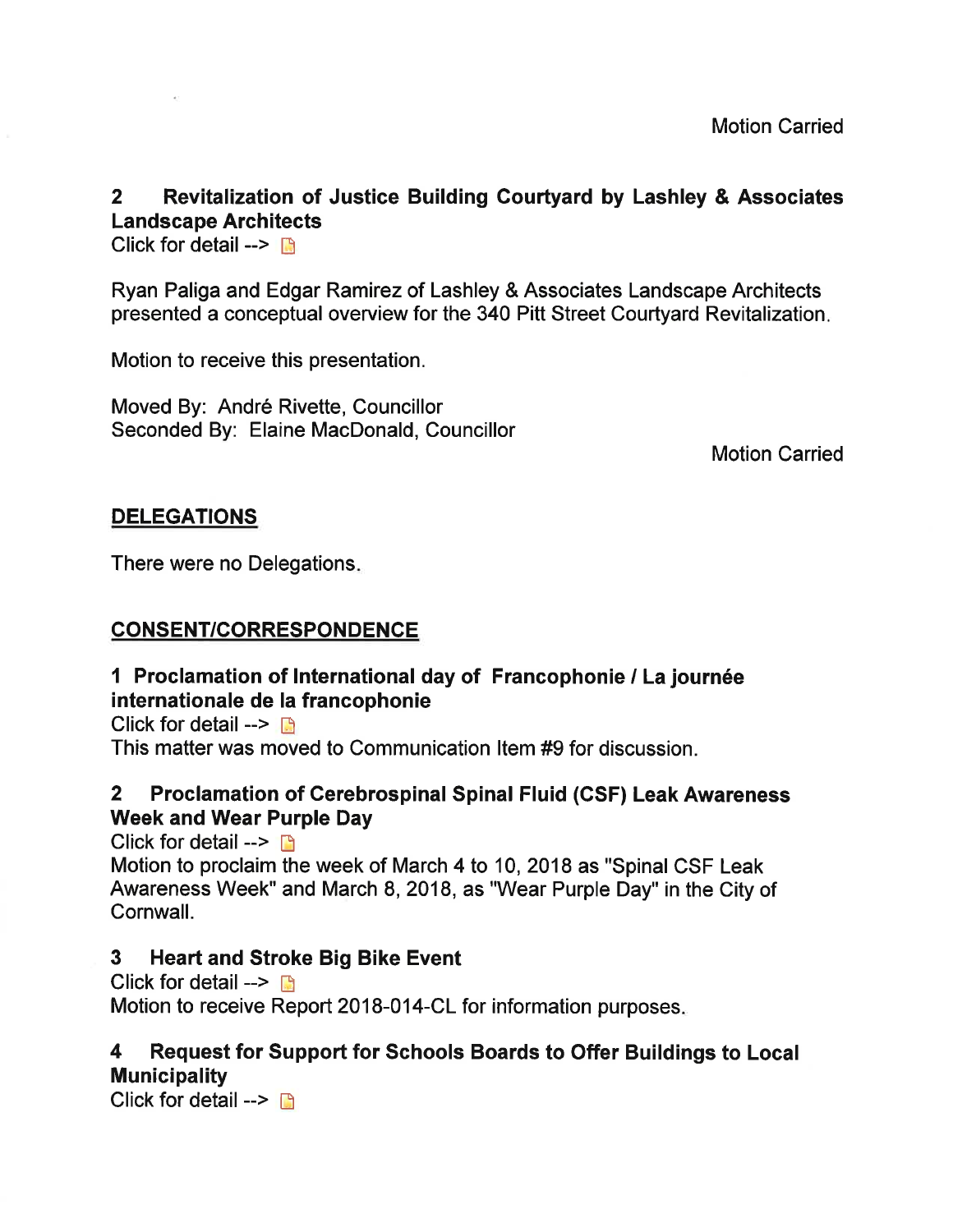Motion Carried

### 2 Revitalization of Justice Building Courtyard by Lashley & Associates Landscape Architects

Click for detail -->

Ryan Paliga and Edgar Ramirez of Lashley & Associates Landscape Architects presented a conceptual overview for the 340 Pitt Street Courtyard Revitalization.

Motion to receive this presentation.

Moved By: André Rivette, Councillor
Seconded By: Elaine MacDonald, Councillor

Motion Carried

## DELEGATIONS

There were no Delegations.

## CONSENT/CORRESPONDENCE

### 1 Proclamation of International day of Francophonie / La journée internationale de la francophonie

Click for detail -->
This matter was moved to Communication Item #9 for discussion.

### 2 Proclamation of Cerebrospinal Spinal Fluid (CSF) Leak Awareness Week and Wear Purple Day

Click for detail -->
Motion to proclaim the week of March 4 to 10, 2018 as "Spinal CSF Leak Awareness Week" and March 8, 2018, as "Wear Purple Day" in the City of Cornwall.

### 3 Heart and Stroke Big Bike Event

Click for detail -->
Motion to receive Report 2018-014-CL for information purposes.

### 4 Request for Support for Schools Boards to Offer Buildings to Local Municipality

Click for detail -->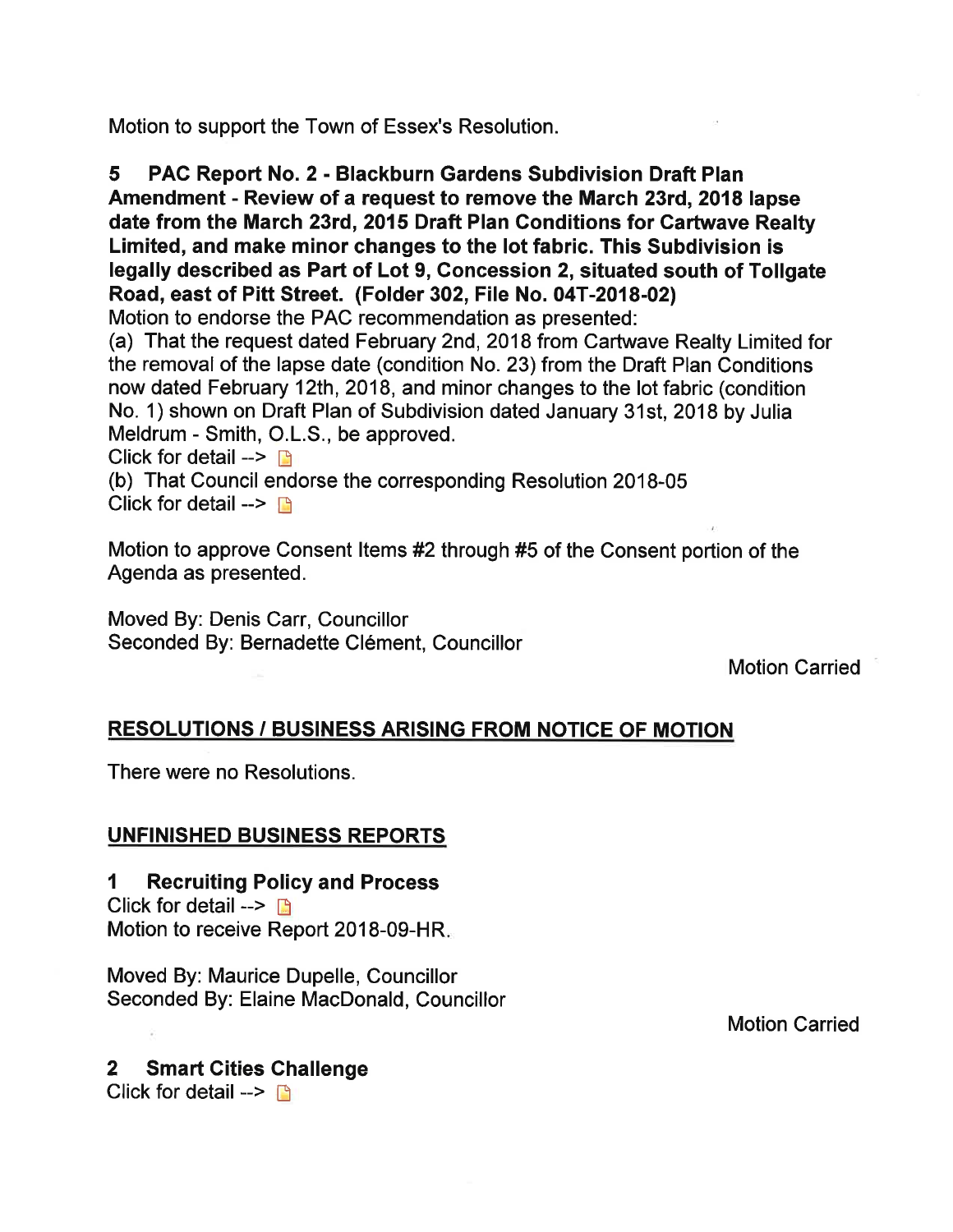Motion to support the Town of Essex's Resolution.

**5 PAC Report No. 2 - Blackburn Gardens Subdivision Draft Plan Amendment - Review of a request to remove the March 23rd, 2018 lapse date from the March 23rd, 2015 Draft Plan Conditions for Cartwave Realty Limited, and make minor changes to the lot fabric. This Subdivision is legally described as Part of Lot 9, Concession 2, situated south of Tollgate Road, east of Pitt Street. (Folder 302, File No. 04T-2018-02)**

Motion to endorse the PAC recommendation as presented:

(a) That the request dated February 2nd, 2018 from Cartwave Realty Limited for the removal of the lapse date (condition No. 23) from the Draft Plan Conditions now dated February 12th, 2018, and minor changes to the lot fabric (condition No. 1) shown on Draft Plan of Subdivision dated January 31st, 2018 by Julia Meldrum - Smith, O.L.S., be approved.

Click for detail -->

(b) That Council endorse the corresponding Resolution 2018-05

Click for detail -->

Motion to approve Consent Items #2 through #5 of the Consent portion of the Agenda as presented.

Moved By: Denis Carr, Councillor
Seconded By: Bernadette Clément, Councillor

Motion Carried

## RESOLUTIONS / BUSINESS ARISING FROM NOTICE OF MOTION

There were no Resolutions.

## UNFINISHED BUSINESS REPORTS

### 1 Recruiting Policy and Process

Click for detail -->

Motion to receive Report 2018-09-HR.

Moved By: Maurice Dupelle, Councillor
Seconded By: Elaine MacDonald, Councillor

Motion Carried

### 2 Smart Cities Challenge

Click for detail -->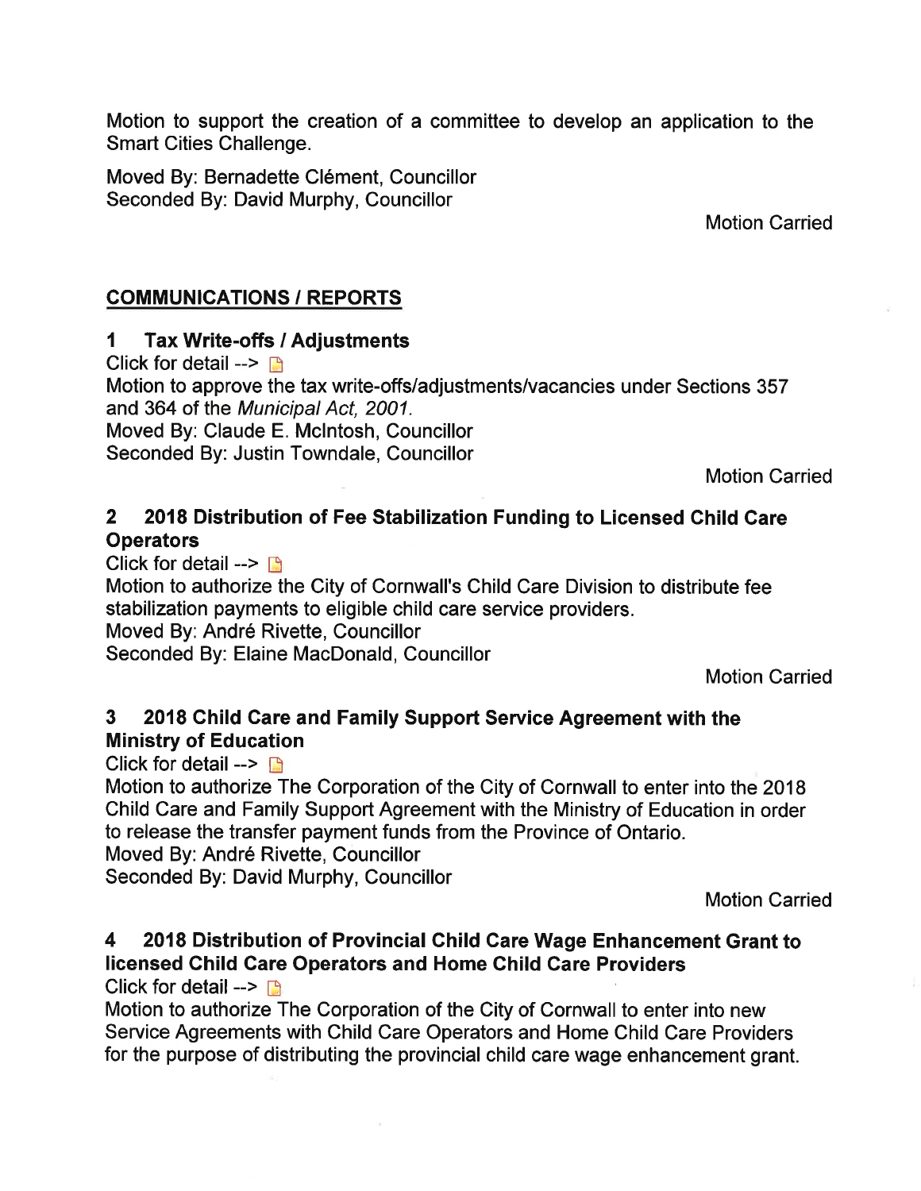Motion to support the creation of a committee to develop an application to the Smart Cities Challenge.

Moved By: Bernadette Clément, Councillor
Seconded By: David Murphy, Councillor

Motion Carried

## COMMUNICATIONS / REPORTS

### 1 Tax Write-offs / Adjustments

Click for detail -->

Motion to approve the tax write-offs/adjustments/vacancies under Sections 357 and 364 of the *Municipal Act, 2001*.
Moved By: Claude E. McIntosh, Councillor
Seconded By: Justin Towndale, Councillor

Motion Carried

### 2 2018 Distribution of Fee Stabilization Funding to Licensed Child Care Operators

Click for detail -->

Motion to authorize the City of Cornwall's Child Care Division to distribute fee stabilization payments to eligible child care service providers.
Moved By: André Rivette, Councillor
Seconded By: Elaine MacDonald, Councillor

Motion Carried

### 3 2018 Child Care and Family Support Service Agreement with the Ministry of Education

Click for detail -->

Motion to authorize The Corporation of the City of Cornwall to enter into the 2018 Child Care and Family Support Agreement with the Ministry of Education in order to release the transfer payment funds from the Province of Ontario.
Moved By: André Rivette, Councillor
Seconded By: David Murphy, Councillor

Motion Carried

### 4 2018 Distribution of Provincial Child Care Wage Enhancement Grant to licensed Child Care Operators and Home Child Care Providers

Click for detail -->

Motion to authorize The Corporation of the City of Cornwall to enter into new Service Agreements with Child Care Operators and Home Child Care Providers for the purpose of distributing the provincial child care wage enhancement grant.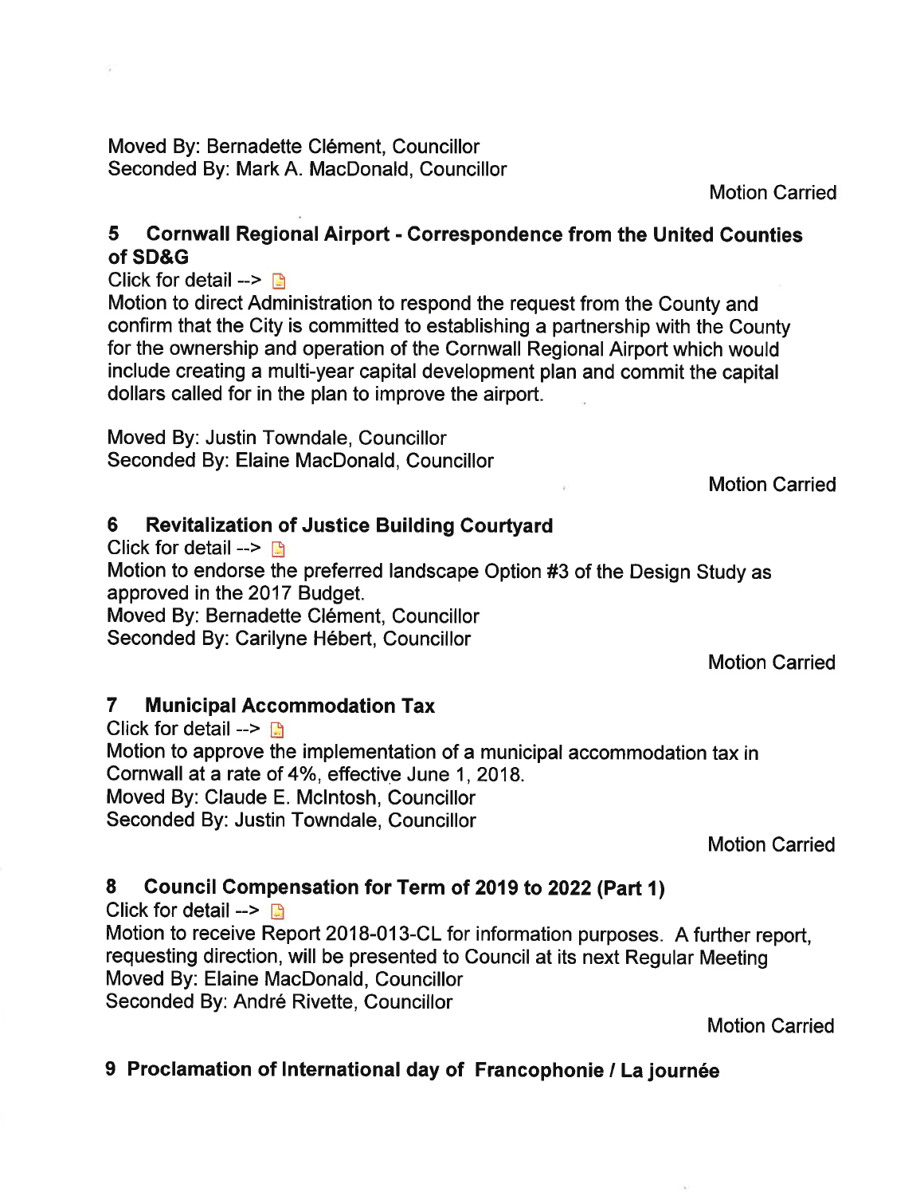Moved By: Bernadette Clément, Councillor
Seconded By: Mark A. MacDonald, Councillor

Motion Carried

### 5 Cornwall Regional Airport - Correspondence from the United Counties of SD&G

Click for detail -->

Motion to direct Administration to respond the request from the County and confirm that the City is committed to establishing a partnership with the County for the ownership and operation of the Cornwall Regional Airport which would include creating a multi-year capital development plan and commit the capital dollars called for in the plan to improve the airport.

Moved By: Justin Towndale, Councillor
Seconded By: Elaine MacDonald, Councillor

Motion Carried

### 6 Revitalization of Justice Building Courtyard

Click for detail -->

Motion to endorse the preferred landscape Option #3 of the Design Study as approved in the 2017 Budget.
Moved By: Bernadette Clément, Councillor
Seconded By: Carilyne Hébert, Councillor

Motion Carried

### 7 Municipal Accommodation Tax

Click for detail -->

Motion to approve the implementation of a municipal accommodation tax in Cornwall at a rate of 4%, effective June 1, 2018.
Moved By: Claude E. McIntosh, Councillor
Seconded By: Justin Towndale, Councillor

Motion Carried

### 8 Council Compensation for Term of 2019 to 2022 (Part 1)

Click for detail -->

Motion to receive Report 2018-013-CL for information purposes. A further report, requesting direction, will be presented to Council at its next Regular Meeting
Moved By: Elaine MacDonald, Councillor
Seconded By: André Rivette, Councillor

Motion Carried

### 9 Proclamation of International day of Francophonie / La journée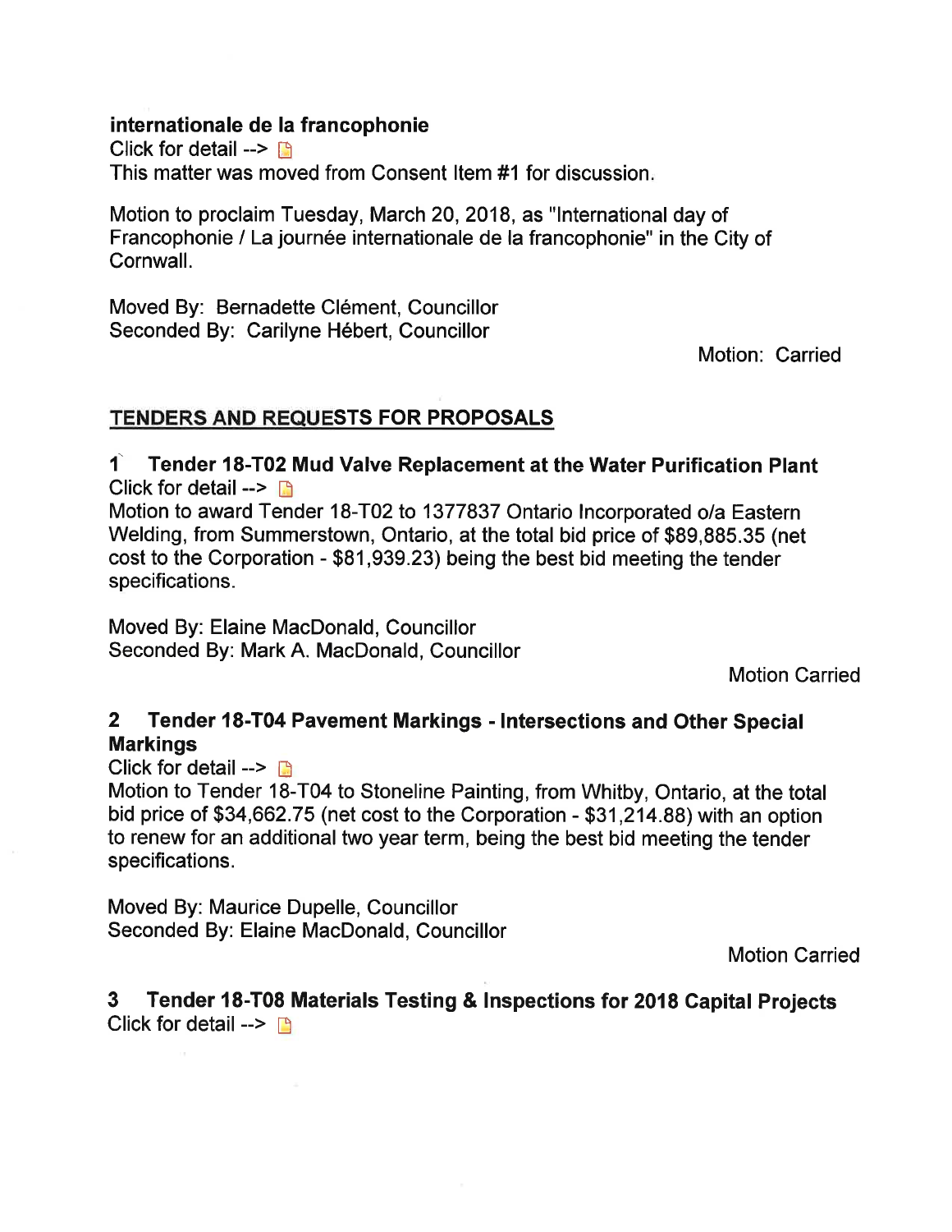**internationale de la francophonie**

Click for detail -->

This matter was moved from Consent Item #1 for discussion.

Motion to proclaim Tuesday, March 20, 2018, as "International day of Francophonie / La journée internationale de la francophonie" in the City of Cornwall.

Moved By: Bernadette Clément, Councillor
Seconded By: Carilyne Hébert, Councillor

Motion: Carried

## TENDERS AND REQUESTS FOR PROPOSALS

### 1 Tender 18-T02 Mud Valve Replacement at the Water Purification Plant

Click for detail -->

Motion to award Tender 18-T02 to 1377837 Ontario Incorporated o/a Eastern Welding, from Summerstown, Ontario, at the total bid price of $89,885.35 (net cost to the Corporation - $81,939.23) being the best bid meeting the tender specifications.

Moved By: Elaine MacDonald, Councillor
Seconded By: Mark A. MacDonald, Councillor

Motion Carried

### 2 Tender 18-T04 Pavement Markings - Intersections and Other Special Markings

Click for detail -->

Motion to Tender 18-T04 to Stoneline Painting, from Whitby, Ontario, at the total bid price of $34,662.75 (net cost to the Corporation - $31,214.88) with an option to renew for an additional two year term, being the best bid meeting the tender specifications.

Moved By: Maurice Dupelle, Councillor
Seconded By: Elaine MacDonald, Councillor

Motion Carried

### 3 Tender 18-T08 Materials Testing & Inspections for 2018 Capital Projects

Click for detail -->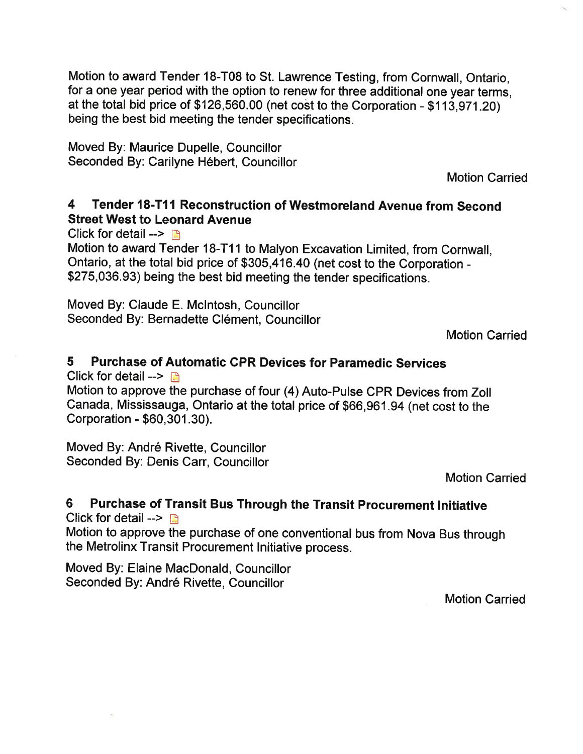Motion to award Tender 18-T08 to St. Lawrence Testing, from Cornwall, Ontario, for a one year period with the option to renew for three additional one year terms, at the total bid price of $126,560.00 (net cost to the Corporation - $113,971.20) being the best bid meeting the tender specifications.

Moved By: Maurice Dupelle, Councillor
Seconded By: Carilyne Hébert, Councillor

Motion Carried

### 4 Tender 18-T11 Reconstruction of Westmoreland Avenue from Second Street West to Leonard Avenue

Click for detail -->

Motion to award Tender 18-T11 to Malyon Excavation Limited, from Cornwall, Ontario, at the total bid price of $305,416.40 (net cost to the Corporation - $275,036.93) being the best bid meeting the tender specifications.

Moved By: Claude E. McIntosh, Councillor
Seconded By: Bernadette Clément, Councillor

Motion Carried

### 5 Purchase of Automatic CPR Devices for Paramedic Services

Click for detail -->

Motion to approve the purchase of four (4) Auto-Pulse CPR Devices from Zoll Canada, Mississauga, Ontario at the total price of $66,961.94 (net cost to the Corporation - $60,301.30).

Moved By: André Rivette, Councillor
Seconded By: Denis Carr, Councillor

Motion Carried

### 6 Purchase of Transit Bus Through the Transit Procurement Initiative

Click for detail -->

Motion to approve the purchase of one conventional bus from Nova Bus through the Metrolinx Transit Procurement Initiative process.

Moved By: Elaine MacDonald, Councillor
Seconded By: André Rivette, Councillor

Motion Carried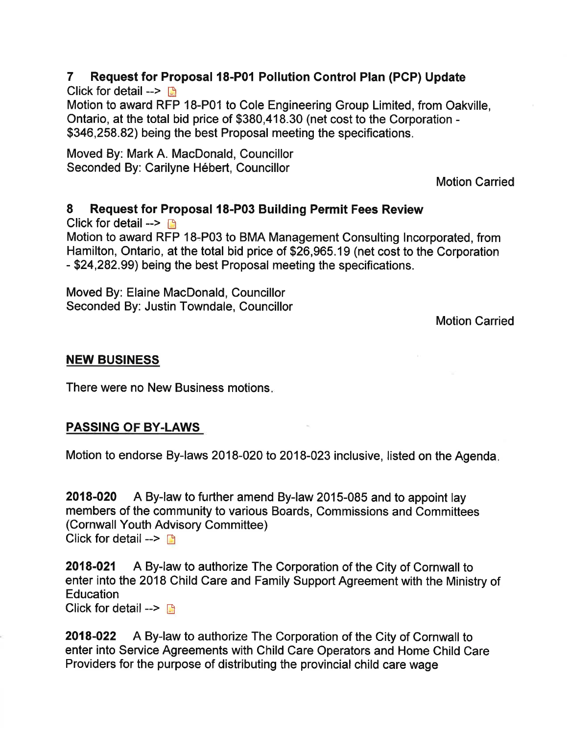### 7 Request for Proposal 18-P01 Pollution Control Plan (PCP) Update

Click for detail -->

Motion to award RFP 18-P01 to Cole Engineering Group Limited, from Oakville, Ontario, at the total bid price of $380,418.30 (net cost to the Corporation - $346,258.82) being the best Proposal meeting the specifications.

Moved By: Mark A. MacDonald, Councillor
Seconded By: Carilyne Hébert, Councillor

Motion Carried

### 8 Request for Proposal 18-P03 Building Permit Fees Review

Click for detail -->

Motion to award RFP 18-P03 to BMA Management Consulting Incorporated, from Hamilton, Ontario, at the total bid price of $26,965.19 (net cost to the Corporation - $24,282.99) being the best Proposal meeting the specifications.

Moved By: Elaine MacDonald, Councillor
Seconded By: Justin Towndale, Councillor

Motion Carried

## NEW BUSINESS

There were no New Business motions.

## PASSING OF BY-LAWS

Motion to endorse By-laws 2018-020 to 2018-023 inclusive, listed on the Agenda.

**2018-020** A By-law to further amend By-law 2015-085 and to appoint lay members of the community to various Boards, Commissions and Committees (Cornwall Youth Advisory Committee)
Click for detail -->

**2018-021** A By-law to authorize The Corporation of the City of Cornwall to enter into the 2018 Child Care and Family Support Agreement with the Ministry of Education
Click for detail -->

**2018-022** A By-law to authorize The Corporation of the City of Cornwall to enter into Service Agreements with Child Care Operators and Home Child Care Providers for the purpose of distributing the provincial child care wage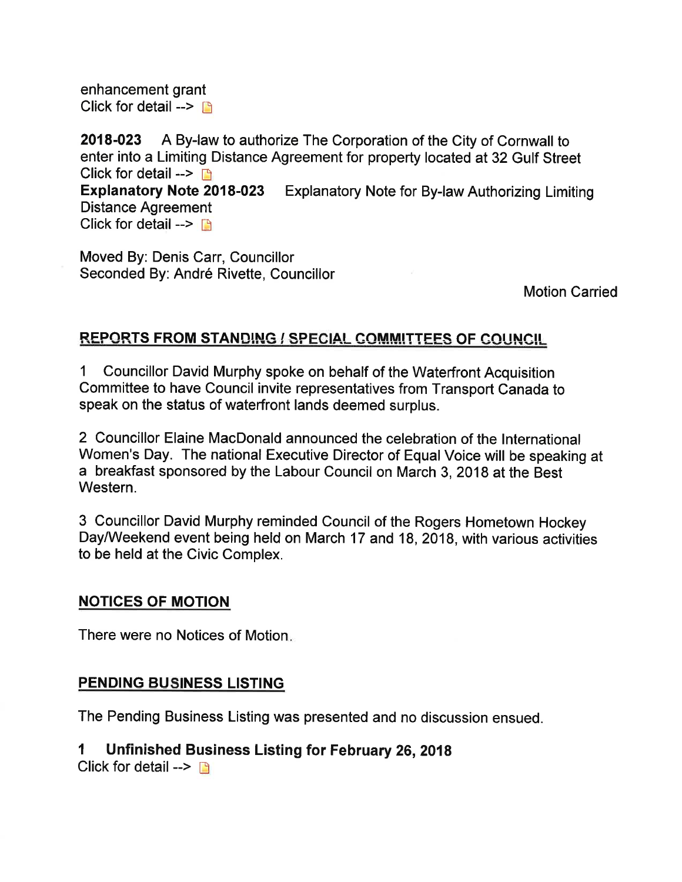enhancement grant
Click for detail -->

**2018-023** A By-law to authorize The Corporation of the City of Cornwall to enter into a Limiting Distance Agreement for property located at 32 Gulf Street
Click for detail -->
**Explanatory Note 2018-023** Explanatory Note for By-law Authorizing Limiting Distance Agreement
Click for detail -->

Moved By: Denis Carr, Councillor
Seconded By: André Rivette, Councillor

Motion Carried

## REPORTS FROM STANDING / SPECIAL COMMITTEES OF COUNCIL

1 Councillor David Murphy spoke on behalf of the Waterfront Acquisition Committee to have Council invite representatives from Transport Canada to speak on the status of waterfront lands deemed surplus.

2 Councillor Elaine MacDonald announced the celebration of the International Women's Day. The national Executive Director of Equal Voice will be speaking at a breakfast sponsored by the Labour Council on March 3, 2018 at the Best Western.

3 Councillor David Murphy reminded Council of the Rogers Hometown Hockey Day/Weekend event being held on March 17 and 18, 2018, with various activities to be held at the Civic Complex.

## NOTICES OF MOTION

There were no Notices of Motion.

## PENDING BUSINESS LISTING

The Pending Business Listing was presented and no discussion ensued.

**1 Unfinished Business Listing for February 26, 2018**
Click for detail -->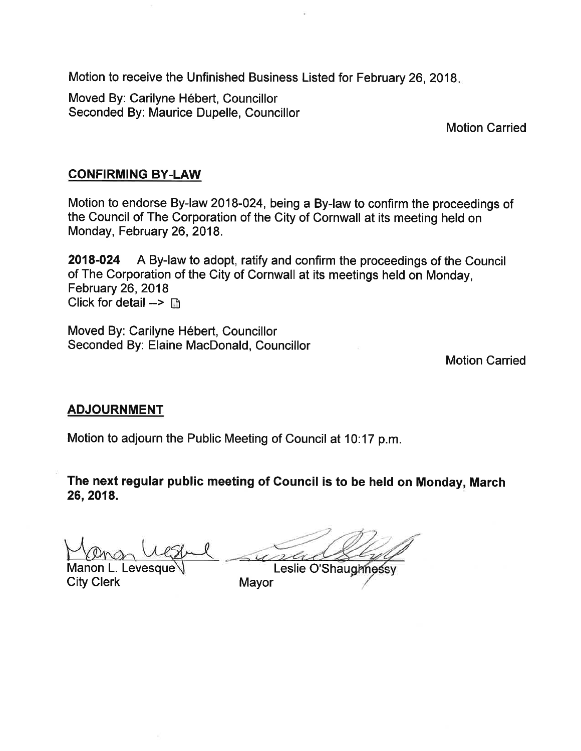Motion to receive the Unfinished Business Listed for February 26, 2018.

Moved By: Carilyne Hébert, Councillor
Seconded By: Maurice Dupelle, Councillor

Motion Carried

## CONFIRMING BY-LAW

Motion to endorse By-law 2018-024, being a By-law to confirm the proceedings of the Council of The Corporation of the City of Cornwall at its meeting held on Monday, February 26, 2018.

**2018-024** A By-law to adopt, ratify and confirm the proceedings of the Council of The Corporation of the City of Cornwall at its meetings held on Monday, February 26, 2018
Click for detail -->

Moved By: Carilyne Hébert, Councillor
Seconded By: Elaine MacDonald, Councillor

Motion Carried

## ADJOURNMENT

Motion to adjourn the Public Meeting of Council at 10:17 p.m.

**The next regular public meeting of Council is to be held on Monday, March 26, 2018.**

Manon L. Levesque
City Clerk

Leslie O'Shaughnessy
Mayor